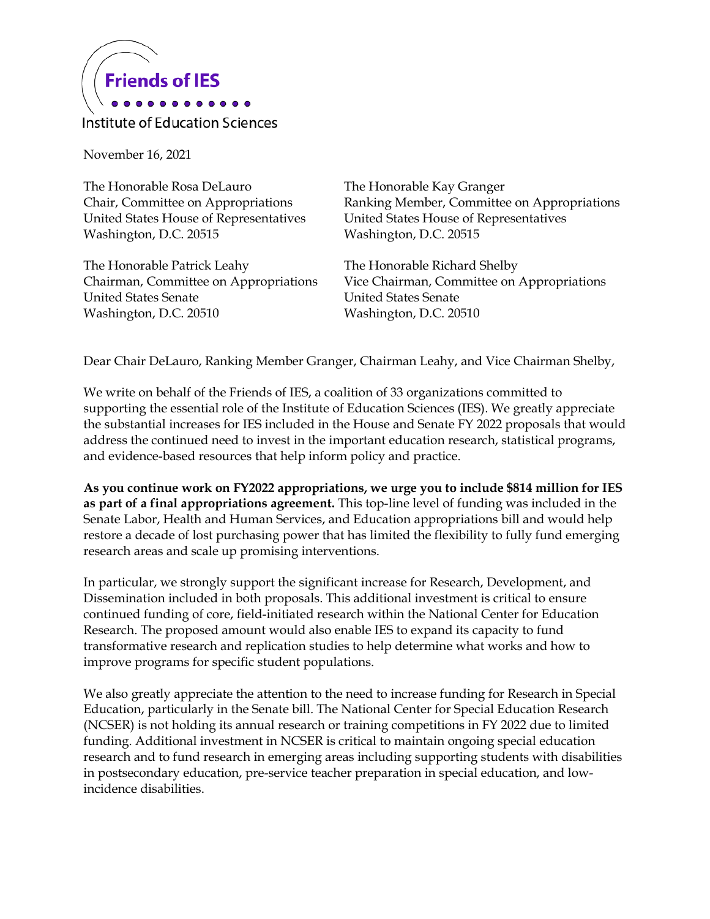**Friends of IES**

Institute of Education Sciences

November 16, 2021

The Honorable Rosa DeLauro
Chair, Committee on Appropriations
United States House of Representatives
Washington, D.C. 20515

The Honorable Kay Granger
Ranking Member, Committee on Appropriations
United States House of Representatives
Washington, D.C. 20515

The Honorable Patrick Leahy
Chairman, Committee on Appropriations
United States Senate
Washington, D.C. 20510

The Honorable Richard Shelby
Vice Chairman, Committee on Appropriations
United States Senate
Washington, D.C. 20510

Dear Chair DeLauro, Ranking Member Granger, Chairman Leahy, and Vice Chairman Shelby,

We write on behalf of the Friends of IES, a coalition of 33 organizations committed to supporting the essential role of the Institute of Education Sciences (IES). We greatly appreciate the substantial increases for IES included in the House and Senate FY 2022 proposals that would address the continued need to invest in the important education research, statistical programs, and evidence-based resources that help inform policy and practice.

**As you continue work on FY2022 appropriations, we urge you to include $814 million for IES as part of a final appropriations agreement.** This top-line level of funding was included in the Senate Labor, Health and Human Services, and Education appropriations bill and would help restore a decade of lost purchasing power that has limited the flexibility to fully fund emerging research areas and scale up promising interventions.

In particular, we strongly support the significant increase for Research, Development, and Dissemination included in both proposals. This additional investment is critical to ensure continued funding of core, field-initiated research within the National Center for Education Research. The proposed amount would also enable IES to expand its capacity to fund transformative research and replication studies to help determine what works and how to improve programs for specific student populations.

We also greatly appreciate the attention to the need to increase funding for Research in Special Education, particularly in the Senate bill. The National Center for Special Education Research (NCSER) is not holding its annual research or training competitions in FY 2022 due to limited funding. Additional investment in NCSER is critical to maintain ongoing special education research and to fund research in emerging areas including supporting students with disabilities in postsecondary education, pre-service teacher preparation in special education, and low-incidence disabilities.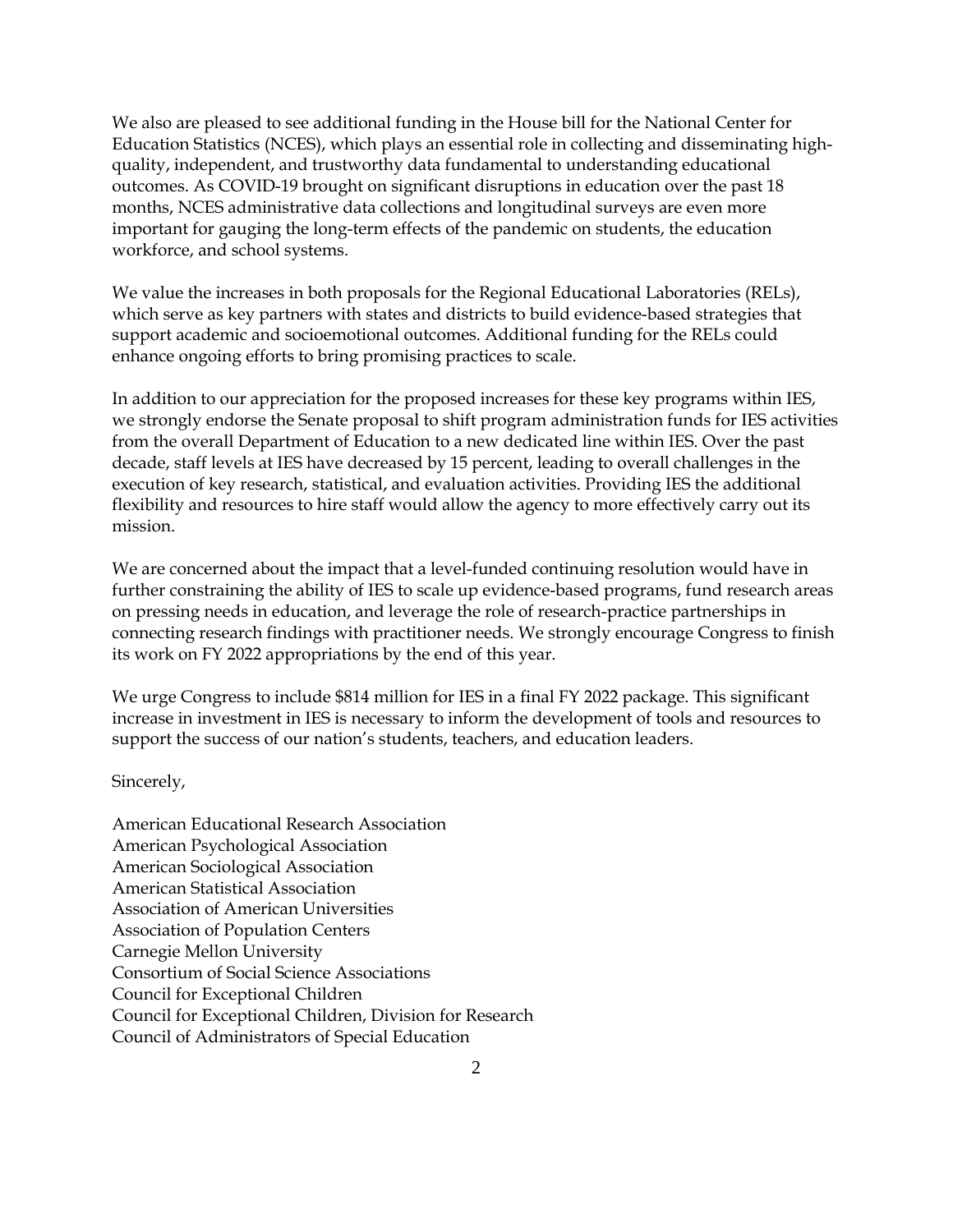We also are pleased to see additional funding in the House bill for the National Center for Education Statistics (NCES), which plays an essential role in collecting and disseminating high-quality, independent, and trustworthy data fundamental to understanding educational outcomes. As COVID-19 brought on significant disruptions in education over the past 18 months, NCES administrative data collections and longitudinal surveys are even more important for gauging the long-term effects of the pandemic on students, the education workforce, and school systems.

We value the increases in both proposals for the Regional Educational Laboratories (RELs), which serve as key partners with states and districts to build evidence-based strategies that support academic and socioemotional outcomes. Additional funding for the RELs could enhance ongoing efforts to bring promising practices to scale.

In addition to our appreciation for the proposed increases for these key programs within IES, we strongly endorse the Senate proposal to shift program administration funds for IES activities from the overall Department of Education to a new dedicated line within IES. Over the past decade, staff levels at IES have decreased by 15 percent, leading to overall challenges in the execution of key research, statistical, and evaluation activities. Providing IES the additional flexibility and resources to hire staff would allow the agency to more effectively carry out its mission.

We are concerned about the impact that a level-funded continuing resolution would have in further constraining the ability of IES to scale up evidence-based programs, fund research areas on pressing needs in education, and leverage the role of research-practice partnerships in connecting research findings with practitioner needs. We strongly encourage Congress to finish its work on FY 2022 appropriations by the end of this year.

We urge Congress to include $814 million for IES in a final FY 2022 package. This significant increase in investment in IES is necessary to inform the development of tools and resources to support the success of our nation's students, teachers, and education leaders.

Sincerely,

American Educational Research Association  
American Psychological Association  
American Sociological Association  
American Statistical Association  
Association of American Universities  
Association of Population Centers  
Carnegie Mellon University  
Consortium of Social Science Associations  
Council for Exceptional Children  
Council for Exceptional Children, Division for Research  
Council of Administrators of Special Education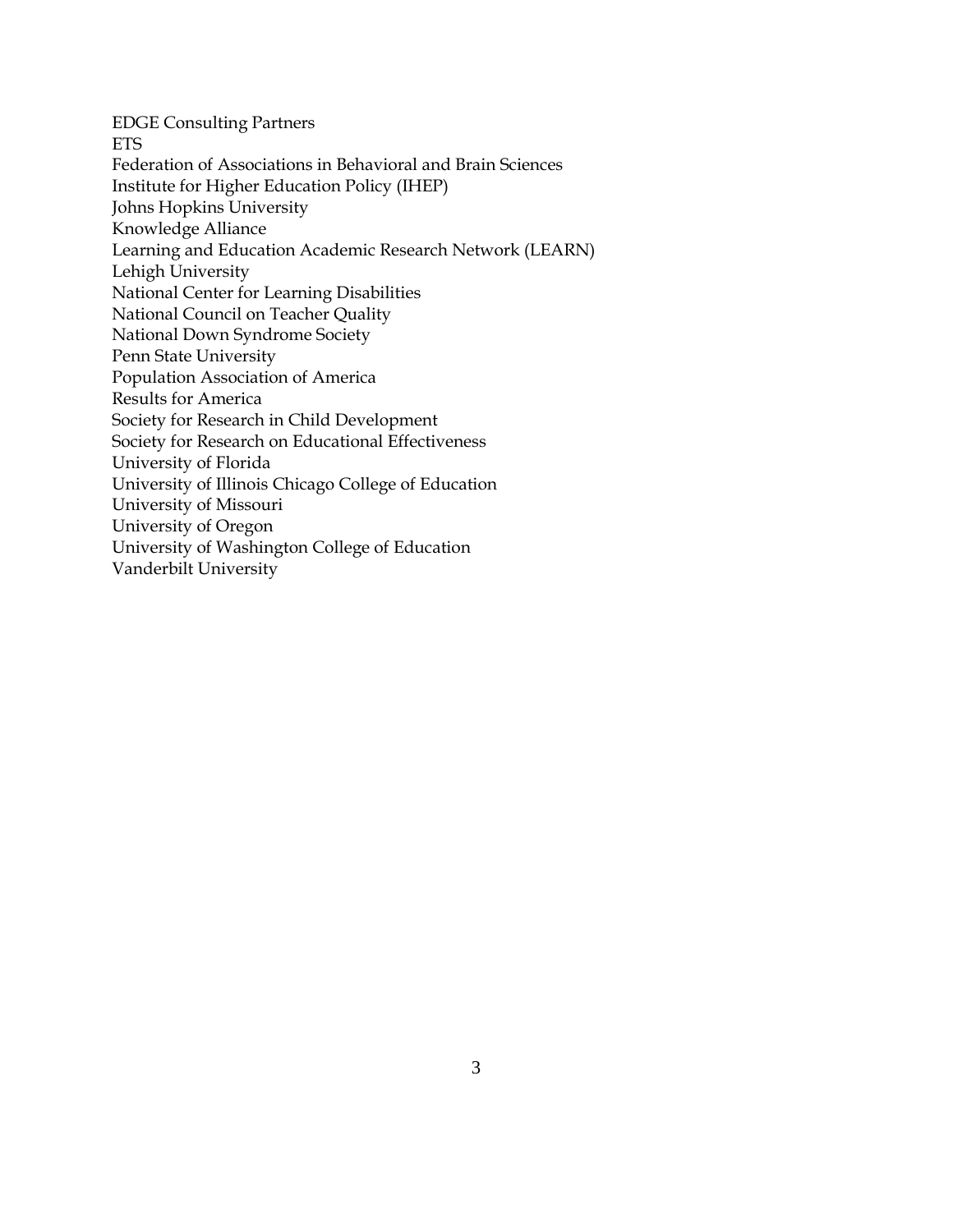EDGE Consulting Partners
ETS
Federation of Associations in Behavioral and Brain Sciences
Institute for Higher Education Policy (IHEP)
Johns Hopkins University
Knowledge Alliance
Learning and Education Academic Research Network (LEARN)
Lehigh University
National Center for Learning Disabilities
National Council on Teacher Quality
National Down Syndrome Society
Penn State University
Population Association of America
Results for America
Society for Research in Child Development
Society for Research on Educational Effectiveness
University of Florida
University of Illinois Chicago College of Education
University of Missouri
University of Oregon
University of Washington College of Education
Vanderbilt University